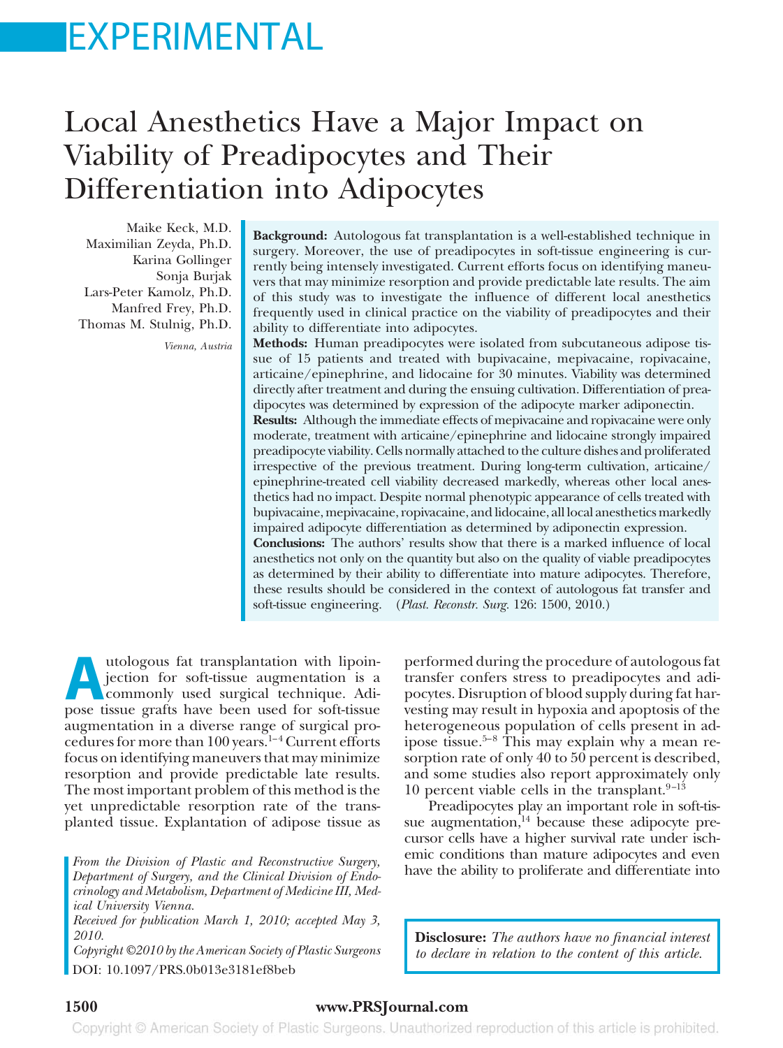EXPERIMENTAL

# Local Anesthetics Have a Major Impact on Viability of Preadipocytes and Their Differentiation into Adipocytes

Maike Keck, M.D.
Maximilian Zeyda, Ph.D.
Karina Gollinger
Sonja Burjak
Lars-Peter Kamolz, Ph.D.
Manfred Frey, Ph.D.
Thomas M. Stulnig, Ph.D.

*Vienna, Austria*

**Background:** Autologous fat transplantation is a well-established technique in surgery. Moreover, the use of preadipocytes in soft-tissue engineering is currently being intensely investigated. Current efforts focus on identifying maneuvers that may minimize resorption and provide predictable late results. The aim of this study was to investigate the influence of different local anesthetics frequently used in clinical practice on the viability of preadipocytes and their ability to differentiate into adipocytes.

**Methods:** Human preadipocytes were isolated from subcutaneous adipose tissue of 15 patients and treated with bupivacaine, mepivacaine, ropivacaine, articaine/epinephrine, and lidocaine for 30 minutes. Viability was determined directly after treatment and during the ensuing cultivation. Differentiation of preadipocytes was determined by expression of the adipocyte marker adiponectin.

**Results:** Although the immediate effects of mepivacaine and ropivacaine were only moderate, treatment with articaine/epinephrine and lidocaine strongly impaired preadipocyte viability. Cells normally attached to the culture dishes and proliferated irrespective of the previous treatment. During long-term cultivation, articaine/epinephrine-treated cell viability decreased markedly, whereas other local anesthetics had no impact. Despite normal phenotypic appearance of cells treated with bupivacaine, mepivacaine, ropivacaine, and lidocaine, all local anesthetics markedly impaired adipocyte differentiation as determined by adiponectin expression.

**Conclusions:** The authors' results show that there is a marked influence of local anesthetics not only on the quantity but also on the quality of viable preadipocytes as determined by their ability to differentiate into mature adipocytes. Therefore, these results should be considered in the context of autologous fat transfer and soft-tissue engineering. (*Plast. Reconstr. Surg.* 126: 1500, 2010.)

Autologous fat transplantation with lipoinjection for soft-tissue augmentation is a commonly used surgical technique. Adipose tissue grafts have been used for soft-tissue augmentation in a diverse range of surgical procedures for more than 100 years.[1–4] Current efforts focus on identifying maneuvers that may minimize resorption and provide predictable late results. The most important problem of this method is the yet unpredictable resorption rate of the transplanted tissue. Explantation of adipose tissue as performed during the procedure of autologous fat transfer confers stress to preadipocytes and adipocytes. Disruption of blood supply during fat harvesting may result in hypoxia and apoptosis of the heterogeneous population of cells present in adipose tissue.[5–8] This may explain why a mean resorption rate of only 40 to 50 percent is described, and some studies also report approximately only 10 percent viable cells in the transplant.[9–13]

Preadipocytes play an important role in soft-tissue augmentation,[14] because these adipocyte precursor cells have a higher survival rate under ischemic conditions than mature adipocytes and even have the ability to proliferate and differentiate into

*From the Division of Plastic and Reconstructive Surgery, Department of Surgery, and the Clinical Division of Endocrinology and Metabolism, Department of Medicine III, Medical University Vienna.*

*Received for publication March 1, 2010; accepted May 3, 2010.*

*Copyright ©2010 by the American Society of Plastic Surgeons*

DOI: 10.1097/PRS.0b013e3181ef8beb

**Disclosure:** *The authors have no financial interest to declare in relation to the content of this article.*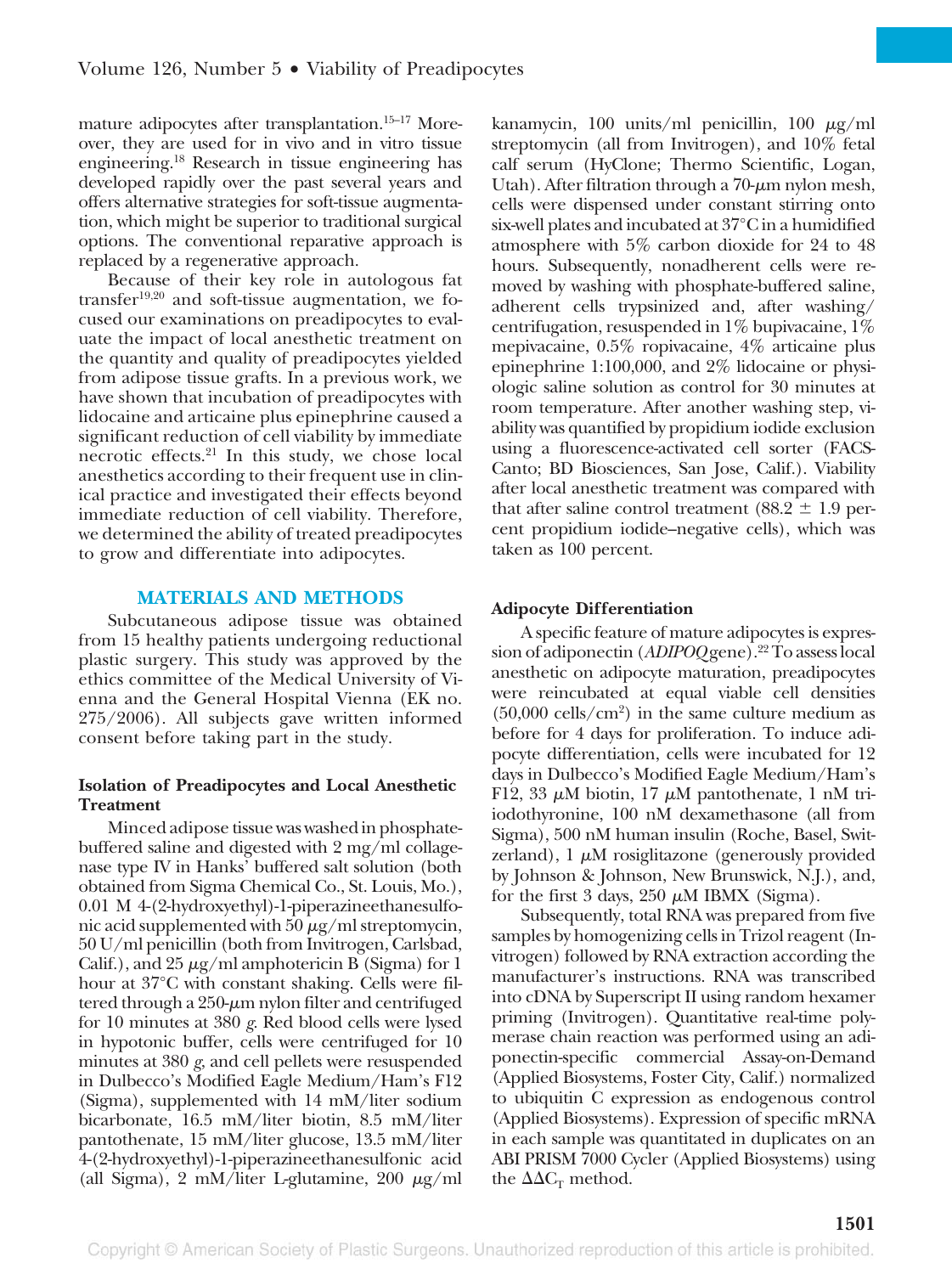mature adipocytes after transplantation.[15–17] Moreover, they are used for in vivo and in vitro tissue engineering.[18] Research in tissue engineering has developed rapidly over the past several years and offers alternative strategies for soft-tissue augmentation, which might be superior to traditional surgical options. The conventional reparative approach is replaced by a regenerative approach.

Because of their key role in autologous fat transfer[19,20] and soft-tissue augmentation, we focused our examinations on preadipocytes to evaluate the impact of local anesthetic treatment on the quantity and quality of preadipocytes yielded from adipose tissue grafts. In a previous work, we have shown that incubation of preadipocytes with lidocaine and articaine plus epinephrine caused a significant reduction of cell viability by immediate necrotic effects.[21] In this study, we chose local anesthetics according to their frequent use in clinical practice and investigated their effects beyond immediate reduction of cell viability. Therefore, we determined the ability of treated preadipocytes to grow and differentiate into adipocytes.

## MATERIALS AND METHODS

Subcutaneous adipose tissue was obtained from 15 healthy patients undergoing reductional plastic surgery. This study was approved by the ethics committee of the Medical University of Vienna and the General Hospital Vienna (EK no. 275/2006). All subjects gave written informed consent before taking part in the study.

### Isolation of Preadipocytes and Local Anesthetic Treatment

Minced adipose tissue was washed in phosphate-buffered saline and digested with 2 mg/ml collagenase type IV in Hanks' buffered salt solution (both obtained from Sigma Chemical Co., St. Louis, Mo.), 0.01 M 4-(2-hydroxyethyl)-1-piperazineethanesulfonic acid supplemented with 50 $\mu$g/ml streptomycin, 50 U/ml penicillin (both from Invitrogen, Carlsbad, Calif.), and 25 $\mu$g/ml amphotericin B (Sigma) for 1 hour at 37°C with constant shaking. Cells were filtered through a 250-$\mu$m nylon filter and centrifuged for 10 minutes at 380 *g*. Red blood cells were lysed in hypotonic buffer, cells were centrifuged for 10 minutes at 380 *g*, and cell pellets were resuspended in Dulbecco's Modified Eagle Medium/Ham's F12 (Sigma), supplemented with 14 mM/liter sodium bicarbonate, 16.5 mM/liter biotin, 8.5 mM/liter pantothenate, 15 mM/liter glucose, 13.5 mM/liter 4-(2-hydroxyethyl)-1-piperazineethanesulfonic acid (all Sigma), 2 mM/liter L-glutamine, 200 $\mu$g/ml kanamycin, 100 units/ml penicillin, 100 $\mu$g/ml streptomycin (all from Invitrogen), and 10% fetal calf serum (HyClone; Thermo Scientific, Logan, Utah). After filtration through a 70-$\mu$m nylon mesh, cells were dispensed under constant stirring onto six-well plates and incubated at 37°C in a humidified atmosphere with 5% carbon dioxide for 24 to 48 hours. Subsequently, nonadherent cells were removed by washing with phosphate-buffered saline, adherent cells trypsinized and, after washing/centrifugation, resuspended in 1% bupivacaine, 1% mepivacaine, 0.5% ropivacaine, 4% articaine plus epinephrine 1:100,000, and 2% lidocaine or physiologic saline solution as control for 30 minutes at room temperature. After another washing step, viability was quantified by propidium iodide exclusion using a fluorescence-activated cell sorter (FACSCanto; BD Biosciences, San Jose, Calif.). Viability after local anesthetic treatment was compared with that after saline control treatment (88.2 ± 1.9 percent propidium iodide–negative cells), which was taken as 100 percent.

### Adipocyte Differentiation

A specific feature of mature adipocytes is expression of adiponectin (*ADIPOQ* gene).[22] To assess local anesthetic on adipocyte maturation, preadipocytes were reincubated at equal viable cell densities (50,000 cells/cm$^2$) in the same culture medium as before for 4 days for proliferation. To induce adipocyte differentiation, cells were incubated for 12 days in Dulbecco's Modified Eagle Medium/Ham's F12, 33 $\mu$M biotin, 17 $\mu$M pantothenate, 1 nM triiodothyronine, 100 nM dexamethasone (all from Sigma), 500 nM human insulin (Roche, Basel, Switzerland), 1 $\mu$M rosiglitazone (generously provided by Johnson & Johnson, New Brunswick, N.J.), and, for the first 3 days, 250 $\mu$M IBMX (Sigma).

Subsequently, total RNA was prepared from five samples by homogenizing cells in Trizol reagent (Invitrogen) followed by RNA extraction according the manufacturer's instructions. RNA was transcribed into cDNA by Superscript II using random hexamer priming (Invitrogen). Quantitative real-time polymerase chain reaction was performed using an adiponectin-specific commercial Assay-on-Demand (Applied Biosystems, Foster City, Calif.) normalized to ubiquitin C expression as endogenous control (Applied Biosystems). Expression of specific mRNA in each sample was quantitated in duplicates on an ABI PRISM 7000 Cycler (Applied Biosystems) using the $\Delta\Delta C_T$ method.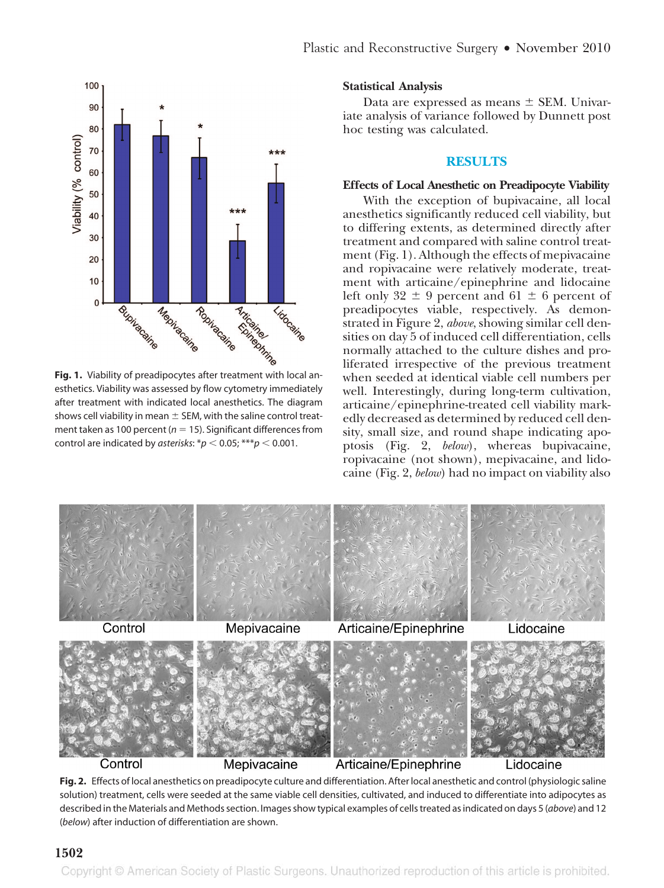100
90
80
70
60
50
40
30
20
10
0

Viability (% control)

*
*
***
***

Bupivacaine
Mepivacaine
Ropivacaine
Articaine/Epinephrine
Lidocaine

**Fig. 1.** Viability of preadipocytes after treatment with local anesthetics. Viability was assessed by flow cytometry immediately after treatment with indicated local anesthetics. The diagram shows cell viability in mean ± SEM, with the saline control treatment taken as 100 percent ($n = 15$). Significant differences from control are indicated by *asterisks*: *$p < 0.05$; ***$p < 0.001$.

### Statistical Analysis

Data are expressed as means ± SEM. Univariate analysis of variance followed by Dunnett post hoc testing was calculated.

## RESULTS

### Effects of Local Anesthetic on Preadipocyte Viability

With the exception of bupivacaine, all local anesthetics significantly reduced cell viability, but to differing extents, as determined directly after treatment and compared with saline control treatment (Fig. 1). Although the effects of mepivacaine and ropivacaine were relatively moderate, treatment with articaine/epinephrine and lidocaine left only 32 ± 9 percent and 61 ± 6 percent of preadipocytes viable, respectively. As demonstrated in Figure 2, *above*, showing similar cell densities on day 5 of induced cell differentiation, cells normally attached to the culture dishes and proliferated irrespective of the previous treatment when seeded at identical viable cell numbers per well. Interestingly, during long-term cultivation, articaine/epinephrine-treated cell viability markedly decreased as determined by reduced cell density, small size, and round shape indicating apoptosis (Fig. 2, *below*), whereas bupivacaine, ropivacaine (not shown), mepivacaine, and lidocaine (Fig. 2, *below*) had no impact on viability also

Control
Mepivacaine
Articaine/Epinephrine
Lidocaine

Control
Mepivacaine
Articaine/Epinephrine
Lidocaine

**Fig. 2.** Effects of local anesthetics on preadipocyte culture and differentiation. After local anesthetic and control (physiologic saline solution) treatment, cells were seeded at the same viable cell densities, cultivated, and induced to differentiate into adipocytes as described in the Materials and Methods section. Images show typical examples of cells treated as indicated on days 5 (*above*) and 12 (*below*) after induction of differentiation are shown.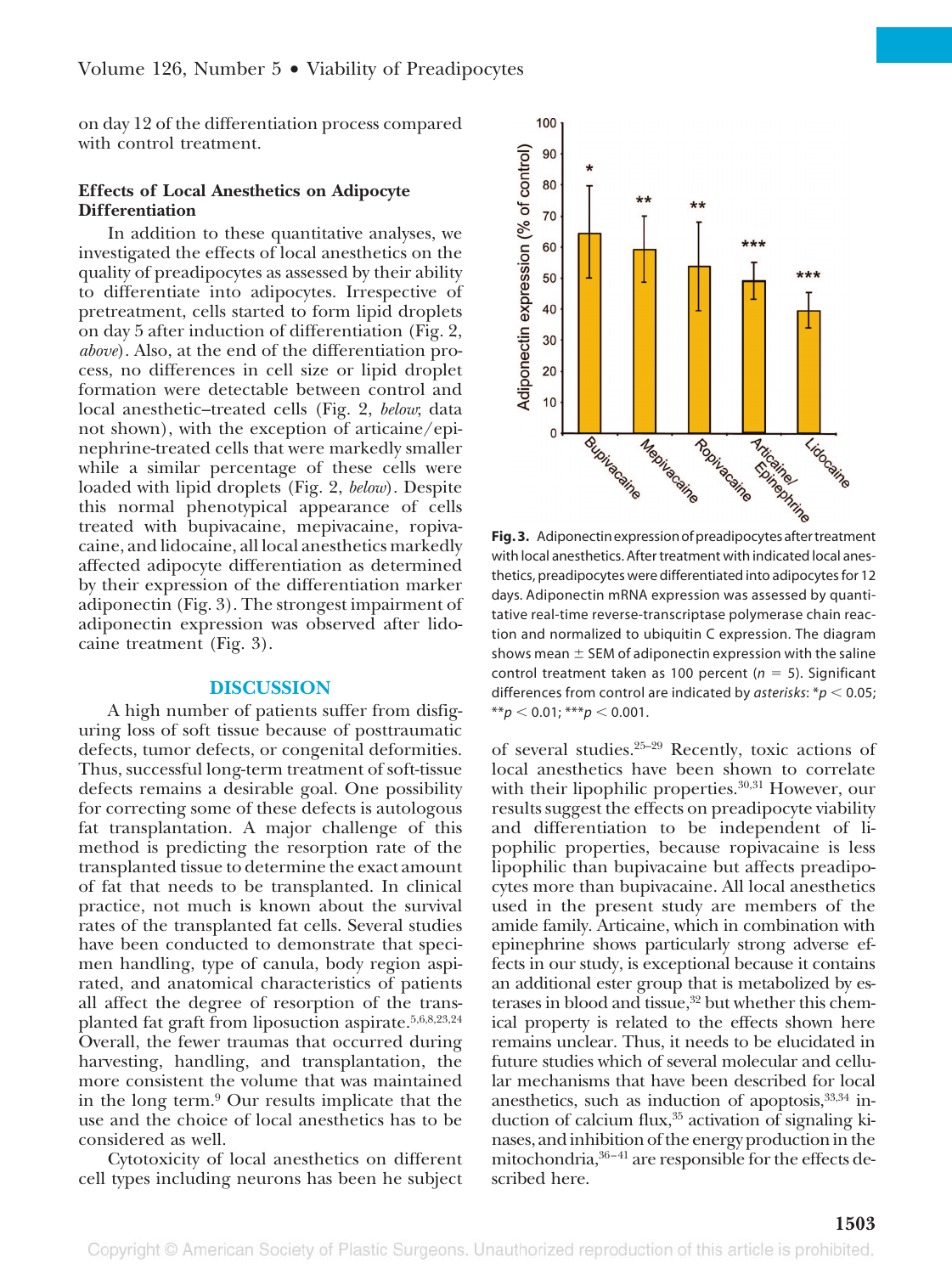on day 12 of the differentiation process compared with control treatment.

### Effects of Local Anesthetics on Adipocyte Differentiation

In addition to these quantitative analyses, we investigated the effects of local anesthetics on the quality of preadipocytes as assessed by their ability to differentiate into adipocytes. Irrespective of pretreatment, cells started to form lipid droplets on day 5 after induction of differentiation (Fig. 2, *above*). Also, at the end of the differentiation process, no differences in cell size or lipid droplet formation were detectable between control and local anesthetic–treated cells (Fig. 2, *below*; data not shown), with the exception of articaine/epinephrine-treated cells that were markedly smaller while a similar percentage of these cells were loaded with lipid droplets (Fig. 2, *below*). Despite this normal phenotypical appearance of cells treated with bupivacaine, mepivacaine, ropivacaine, and lidocaine, all local anesthetics markedly affected adipocyte differentiation as determined by their expression of the differentiation marker adiponectin (Fig. 3). The strongest impairment of adiponectin expression was observed after lidocaine treatment (Fig. 3).

Adiponectin expression (% of control)
100
90
80
70
60
50
40
30
20
10
0
*
**
**
***
***
Bupivacaine
Mepivacaine
Ropivacaine
Articaine/ Epinephrine
Lidocaine

**Fig. 3.** Adiponectin expression of preadipocytes after treatment with local anesthetics. After treatment with indicated local anesthetics, preadipocytes were differentiated into adipocytes for 12 days. Adiponectin mRNA expression was assessed by quantitative real-time reverse-transcriptase polymerase chain reaction and normalized to ubiquitin C expression. The diagram shows mean ± SEM of adiponectin expression with the saline control treatment taken as 100 percent ($n = 5$). Significant differences from control are indicated by *asterisks*: *$p < 0.05$; **$p < 0.01$; ***$p < 0.001$.

## DISCUSSION

A high number of patients suffer from disfiguring loss of soft tissue because of posttraumatic defects, tumor defects, or congenital deformities. Thus, successful long-term treatment of soft-tissue defects remains a desirable goal. One possibility for correcting some of these defects is autologous fat transplantation. A major challenge of this method is predicting the resorption rate of the transplanted tissue to determine the exact amount of fat that needs to be transplanted. In clinical practice, not much is known about the survival rates of the transplanted fat cells. Several studies have been conducted to demonstrate that specimen handling, type of canula, body region aspirated, and anatomical characteristics of patients all affect the degree of resorption of the transplanted fat graft from liposuction aspirate.[5,6,8,23,24] Overall, the fewer traumas that occurred during harvesting, handling, and transplantation, the more consistent the volume that was maintained in the long term.[9] Our results implicate that the use and the choice of local anesthetics has to be considered as well.

Cytotoxicity of local anesthetics on different cell types including neurons has been he subject of several studies.[25–29] Recently, toxic actions of local anesthetics have been shown to correlate with their lipophilic properties.[30,31] However, our results suggest the effects on preadipocyte viability and differentiation to be independent of lipophilic properties, because ropivacaine is less lipophilic than bupivacaine but affects preadipocytes more than bupivacaine. All local anesthetics used in the present study are members of the amide family. Articaine, which in combination with epinephrine shows particularly strong adverse effects in our study, is exceptional because it contains an additional ester group that is metabolized by esterases in blood and tissue,[32] but whether this chemical property is related to the effects shown here remains unclear. Thus, it needs to be elucidated in future studies which of several molecular and cellular mechanisms that have been described for local anesthetics, such as induction of apoptosis,[33,34] induction of calcium flux,[35] activation of signaling kinases, and inhibition of the energy production in the mitochondria,[36–41] are responsible for the effects described here.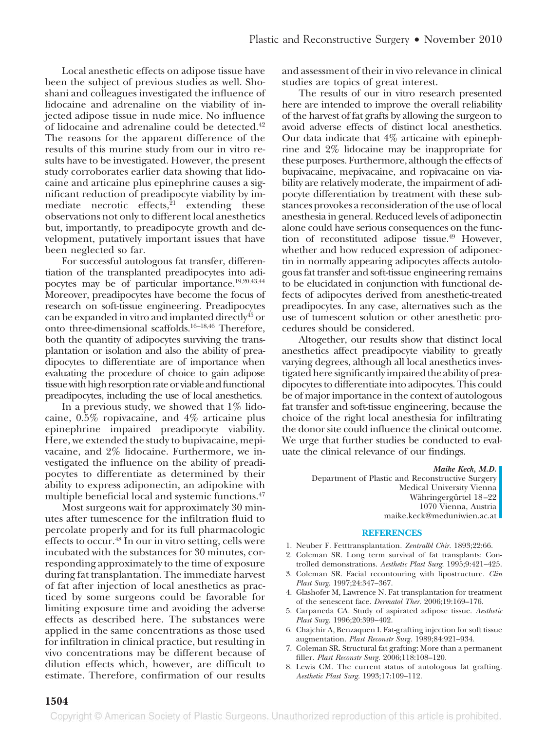Local anesthetic effects on adipose tissue have been the subject of previous studies as well. Shoshani and colleagues investigated the influence of lidocaine and adrenaline on the viability of injected adipose tissue in nude mice. No influence of lidocaine and adrenaline could be detected.[42] The reasons for the apparent difference of the results of this murine study from our in vitro results have to be investigated. However, the present study corroborates earlier data showing that lidocaine and articaine plus epinephrine causes a significant reduction of preadipocyte viability by immediate necrotic effects,[21] extending these observations not only to different local anesthetics but, importantly, to preadipocyte growth and development, putatively important issues that have been neglected so far.

For successful autologous fat transfer, differentiation of the transplanted preadipocytes into adipocytes may be of particular importance.[19,20,43,44] Moreover, preadipocytes have become the focus of research on soft-tissue engineering. Preadipocytes can be expanded in vitro and implanted directly[45] or onto three-dimensional scaffolds.[16–18,46] Therefore, both the quantity of adipocytes surviving the transplantation or isolation and also the ability of preadipocytes to differentiate are of importance when evaluating the procedure of choice to gain adipose tissue with high resorption rate or viable and functional preadipocytes, including the use of local anesthetics.

In a previous study, we showed that 1% lidocaine, 0.5% ropivacaine, and 4% articaine plus epinephrine impaired preadipocyte viability. Here, we extended the study to bupivacaine, mepivacaine, and 2% lidocaine. Furthermore, we investigated the influence on the ability of preadipocytes to differentiate as determined by their ability to express adiponectin, an adipokine with multiple beneficial local and systemic functions.[47]

Most surgeons wait for approximately 30 minutes after tumescence for the infiltration fluid to percolate properly and for its full pharmacologic effects to occur.[48] In our in vitro setting, cells were incubated with the substances for 30 minutes, corresponding approximately to the time of exposure during fat transplantation. The immediate harvest of fat after injection of local anesthetics as practiced by some surgeons could be favorable for limiting exposure time and avoiding the adverse effects as described here. The substances were applied in the same concentrations as those used for infiltration in clinical practice, but resulting in vivo concentrations may be different because of dilution effects which, however, are difficult to estimate. Therefore, confirmation of our results and assessment of their in vivo relevance in clinical studies are topics of great interest.

The results of our in vitro research presented here are intended to improve the overall reliability of the harvest of fat grafts by allowing the surgeon to avoid adverse effects of distinct local anesthetics. Our data indicate that 4% articaine with epinephrine and 2% lidocaine may be inappropriate for these purposes. Furthermore, although the effects of bupivacaine, mepivacaine, and ropivacaine on viability are relatively moderate, the impairment of adipocyte differentiation by treatment with these substances provokes a reconsideration of the use of local anesthesia in general. Reduced levels of adiponectin alone could have serious consequences on the function of reconstituted adipose tissue.[49] However, whether and how reduced expression of adiponectin in normally appearing adipocytes affects autologous fat transfer and soft-tissue engineering remains to be elucidated in conjunction with functional defects of adipocytes derived from anesthetic-treated preadipocytes. In any case, alternatives such as the use of tumescent solution or other anesthetic procedures should be considered.

Altogether, our results show that distinct local anesthetics affect preadipocyte viability to greatly varying degrees, although all local anesthetics investigated here significantly impaired the ability of preadipocytes to differentiate into adipocytes. This could be of major importance in the context of autologous fat transfer and soft-tissue engineering, because the choice of the right local anesthesia for infiltrating the donor site could influence the clinical outcome. We urge that further studies be conducted to evaluate the clinical relevance of our findings.

***Maike Keck, M.D.***
Department of Plastic and Reconstructive Surgery
Medical University Vienna
Währingergürtel 18–22
1070 Vienna, Austria
maike.keck@meduniwien.ac.at

## REFERENCES

1. Neuber F. Fetttransplantation. *Zentralbl Chir.* 1893;22:66.
2. Coleman SR. Long term survival of fat transplants: Controlled demonstrations. *Aesthetic Plast Surg.* 1995;9:421–425.
3. Coleman SR. Facial recontouring with lipostructure. *Clin Plast Surg.* 1997;24:347–367.
4. Glashofer M, Lawrence N. Fat transplantation for treatment of the senescent face. *Dermatol Ther.* 2006;19:169–176.
5. Carpaneda CA. Study of aspirated adipose tissue. *Aesthetic Plast Surg.* 1996;20:399–402.
6. Chajchir A, Benzaquen I. Fat-grafting injection for soft tissue augmentation. *Plast Reconstr Surg.* 1989;84:921–934.
7. Coleman SR. Structural fat grafting: More than a permanent filler. *Plast Reconstr Surg.* 2006;118:108–120.
8. Lewis CM. The current status of autologous fat grafting. *Aesthetic Plast Surg.* 1993;17:109–112.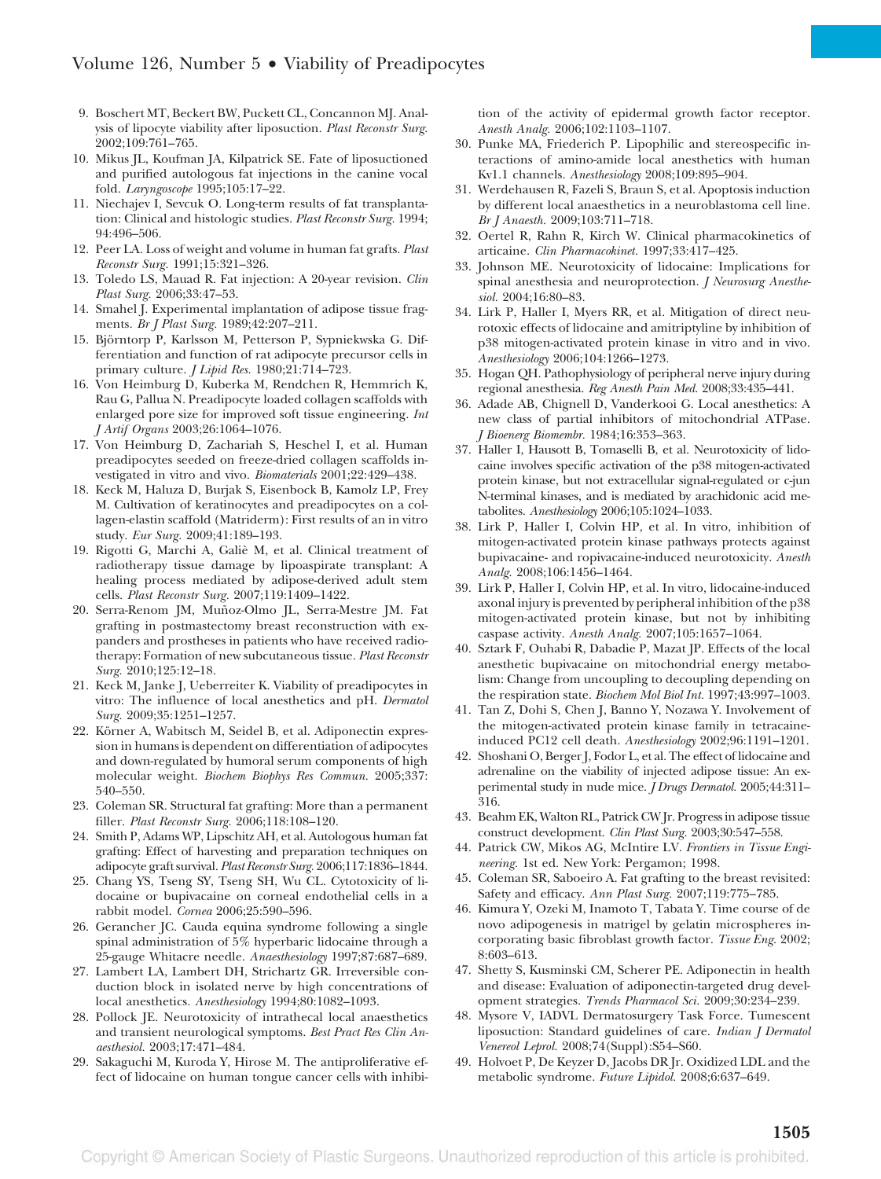9. Boschert MT, Beckert BW, Puckett CL, Concannon MJ. Analysis of lipocyte viability after liposuction. *Plast Reconstr Surg.* 2002;109:761–765.
10. Mikus JL, Koufman JA, Kilpatrick SE. Fate of liposuctioned and purified autologous fat injections in the canine vocal fold. *Laryngoscope* 1995;105:17–22.
11. Niechajev I, Sevcuk O. Long-term results of fat transplantation: Clinical and histologic studies. *Plast Reconstr Surg.* 1994; 94:496–506.
12. Peer LA. Loss of weight and volume in human fat grafts. *Plast Reconstr Surg.* 1991;15:321–326.
13. Toledo LS, Mauad R. Fat injection: A 20-year revision. *Clin Plast Surg.* 2006;33:47–53.
14. Smahel J. Experimental implantation of adipose tissue fragments. *Br J Plast Surg.* 1989;42:207–211.
15. Björntorp P, Karlsson M, Petterson P, Sypniekwska G. Differentiation and function of rat adipocyte precursor cells in primary culture. *J Lipid Res.* 1980;21:714–723.
16. Von Heimburg D, Kuberka M, Rendchen R, Hemmrich K, Rau G, Pallua N. Preadipocyte loaded collagen scaffolds with enlarged pore size for improved soft tissue engineering. *Int J Artif Organs* 2003;26:1064–1076.
17. Von Heimburg D, Zachariah S, Heschel I, et al. Human preadipocytes seeded on freeze-dried collagen scaffolds investigated in vitro and vivo. *Biomaterials* 2001;22:429–438.
18. Keck M, Haluza D, Burjak S, Eisenbock B, Kamolz LP, Frey M. Cultivation of keratinocytes and preadipocytes on a collagen-elastin scaffold (Matriderm): First results of an in vitro study. *Eur Surg.* 2009;41:189–193.
19. Rigotti G, Marchi A, Galiè M, et al. Clinical treatment of radiotherapy tissue damage by lipoaspirate transplant: A healing process mediated by adipose-derived adult stem cells. *Plast Reconstr Surg.* 2007;119:1409–1422.
20. Serra-Renom JM, Muñoz-Olmo JL, Serra-Mestre JM. Fat grafting in postmastectomy breast reconstruction with expanders and prostheses in patients who have received radiotherapy: Formation of new subcutaneous tissue. *Plast Reconstr Surg.* 2010;125:12–18.
21. Keck M, Janke J, Ueberreiter K. Viability of preadipocytes in vitro: The influence of local anesthetics and pH. *Dermatol Surg.* 2009;35:1251–1257.
22. Körner A, Wabitsch M, Seidel B, et al. Adiponectin expression in humans is dependent on differentiation of adipocytes and down-regulated by humoral serum components of high molecular weight. *Biochem Biophys Res Commun.* 2005;337: 540–550.
23. Coleman SR. Structural fat grafting: More than a permanent filler. *Plast Reconstr Surg.* 2006;118:108–120.
24. Smith P, Adams WP, Lipschitz AH, et al. Autologous human fat grafting: Effect of harvesting and preparation techniques on adipocyte graft survival. *Plast Reconstr Surg.* 2006;117:1836–1844.
25. Chang YS, Tseng SY, Tseng SH, Wu CL. Cytotoxicity of lidocaine or bupivacaine on corneal endothelial cells in a rabbit model. *Cornea* 2006;25:590–596.
26. Gerancher JC. Cauda equina syndrome following a single spinal administration of 5% hyperbaric lidocaine through a 25-gauge Whitacre needle. *Anaesthesiology* 1997;87:687–689.
27. Lambert LA, Lambert DH, Strichartz GR. Irreversible conduction block in isolated nerve by high concentrations of local anesthetics. *Anesthesiology* 1994;80:1082–1093.
28. Pollock JE. Neurotoxicity of intrathecal local anaesthetics and transient neurological symptoms. *Best Pract Res Clin Anaesthesiol.* 2003;17:471–484.
29. Sakaguchi M, Kuroda Y, Hirose M. The antiproliferative effect of lidocaine on human tongue cancer cells with inhibition of the activity of epidermal growth factor receptor. *Anesth Analg.* 2006;102:1103–1107.
30. Punke MA, Friederich P. Lipophilic and stereospecific interactions of amino-amide local anesthetics with human Kv1.1 channels. *Anesthesiology* 2008;109:895–904.
31. Werdehausen R, Fazeli S, Braun S, et al. Apoptosis induction by different local anaesthetics in a neuroblastoma cell line. *Br J Anaesth.* 2009;103:711–718.
32. Oertel R, Rahn R, Kirch W. Clinical pharmacokinetics of articaine. *Clin Pharmacokinet.* 1997;33:417–425.
33. Johnson ME. Neurotoxicity of lidocaine: Implications for spinal anesthesia and neuroprotection. *J Neurosurg Anesthesiol.* 2004;16:80–83.
34. Lirk P, Haller I, Myers RR, et al. Mitigation of direct neurotoxic effects of lidocaine and amitriptyline by inhibition of p38 mitogen-activated protein kinase in vitro and in vivo. *Anesthesiology* 2006;104:1266–1273.
35. Hogan QH. Pathophysiology of peripheral nerve injury during regional anesthesia. *Reg Anesth Pain Med.* 2008;33:435–441.
36. Adade AB, Chignell D, Vanderkooi G. Local anesthetics: A new class of partial inhibitors of mitochondrial ATPase. *J Bioenerg Biomembr.* 1984;16:353–363.
37. Haller I, Hausott B, Tomaselli B, et al. Neurotoxicity of lidocaine involves specific activation of the p38 mitogen-activated protein kinase, but not extracellular signal-regulated or c-jun N-terminal kinases, and is mediated by arachidonic acid metabolites. *Anesthesiology* 2006;105:1024–1033.
38. Lirk P, Haller I, Colvin HP, et al. In vitro, inhibition of mitogen-activated protein kinase pathways protects against bupivacaine- and ropivacaine-induced neurotoxicity. *Anesth Analg.* 2008;106:1456–1464.
39. Lirk P, Haller I, Colvin HP, et al. In vitro, lidocaine-induced axonal injury is prevented by peripheral inhibition of the p38 mitogen-activated protein kinase, but not by inhibiting caspase activity. *Anesth Analg.* 2007;105:1657–1064.
40. Sztark F, Ouhabi R, Dabadie P, Mazat JP. Effects of the local anesthetic bupivacaine on mitochondrial energy metabolism: Change from uncoupling to decoupling depending on the respiration state. *Biochem Mol Biol Int.* 1997;43:997–1003.
41. Tan Z, Dohi S, Chen J, Banno Y, Nozawa Y. Involvement of the mitogen-activated protein kinase family in tetracaine-induced PC12 cell death. *Anesthesiology* 2002;96:1191–1201.
42. Shoshani O, Berger J, Fodor L, et al. The effect of lidocaine and adrenaline on the viability of injected adipose tissue: An experimental study in nude mice. *J Drugs Dermatol.* 2005;44:311–316.
43. Beahm EK, Walton RL, Patrick CW Jr. Progress in adipose tissue construct development. *Clin Plast Surg.* 2003;30:547–558.
44. Patrick CW, Mikos AG, McIntire LV. *Frontiers in Tissue Engineering.* 1st ed. New York: Pergamon; 1998.
45. Coleman SR, Saboeiro A. Fat grafting to the breast revisited: Safety and efficacy. *Ann Plast Surg.* 2007;119:775–785.
46. Kimura Y, Ozeki M, Inamoto T, Tabata Y. Time course of de novo adipogenesis in matrigel by gelatin microspheres incorporating basic fibroblast growth factor. *Tissue Eng.* 2002; 8:603–613.
47. Shetty S, Kusminski CM, Scherer PE. Adiponectin in health and disease: Evaluation of adiponectin-targeted drug development strategies. *Trends Pharmacol Sci.* 2009;30:234–239.
48. Mysore V, IADVL Dermatosurgery Task Force. Tumescent liposuction: Standard guidelines of care. *Indian J Dermatol Venereol Leprol.* 2008;74(Suppl):S54–S60.
49. Holvoet P, De Keyzer D, Jacobs DR Jr. Oxidized LDL and the metabolic syndrome. *Future Lipidol.* 2008;6:637–649.